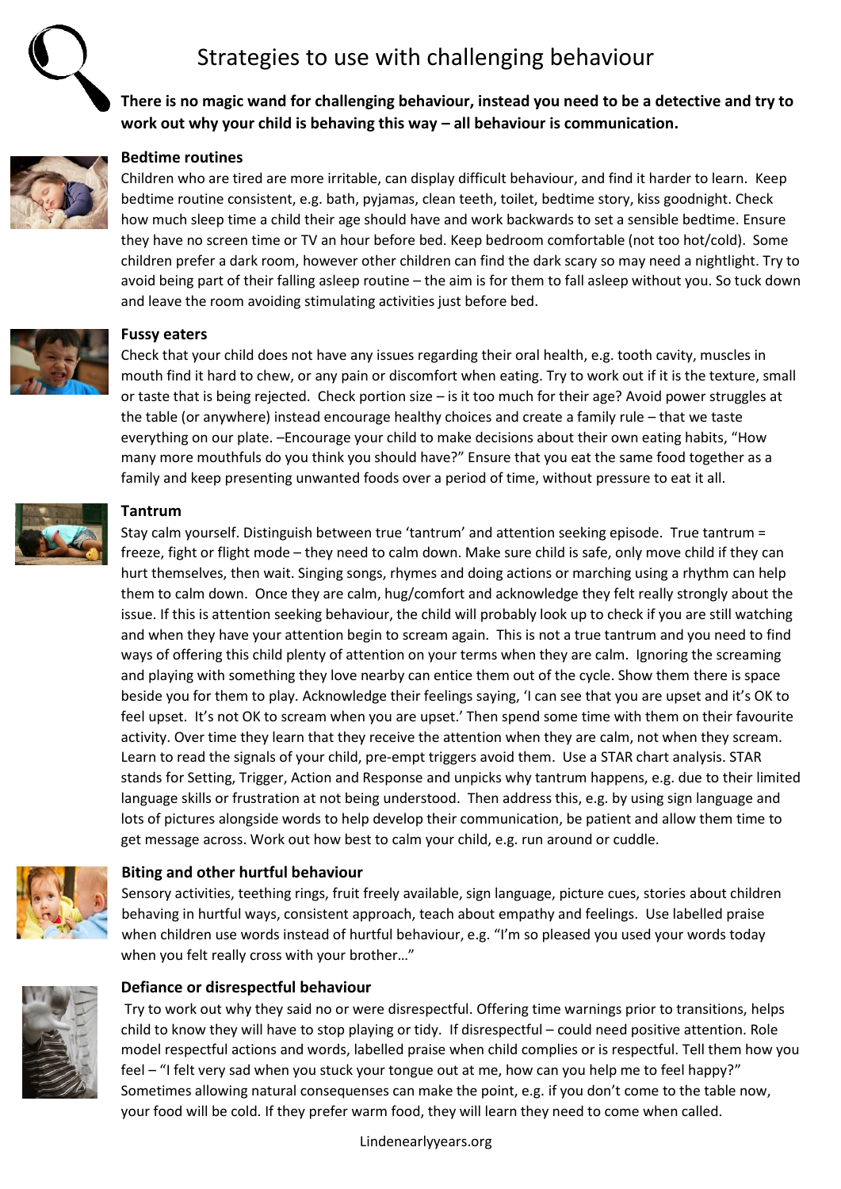# Strategies to use with challenging behaviour

**There is no magic wand for challenging behaviour, instead you need to be a detective and try to work out why your child is behaving this way – all behaviour is communication.**

### Bedtime routines

Children who are tired are more irritable, can display difficult behaviour, and find it harder to learn. Keep bedtime routine consistent, e.g. bath, pyjamas, clean teeth, toilet, bedtime story, kiss goodnight. Check how much sleep time a child their age should have and work backwards to set a sensible bedtime. Ensure they have no screen time or TV an hour before bed. Keep bedroom comfortable (not too hot/cold). Some children prefer a dark room, however other children can find the dark scary so may need a nightlight. Try to avoid being part of their falling asleep routine – the aim is for them to fall asleep without you. So tuck down and leave the room avoiding stimulating activities just before bed.

### Fussy eaters

Check that your child does not have any issues regarding their oral health, e.g. tooth cavity, muscles in mouth find it hard to chew, or any pain or discomfort when eating. Try to work out if it is the texture, small or taste that is being rejected. Check portion size – is it too much for their age? Avoid power struggles at the table (or anywhere) instead encourage healthy choices and create a family rule – that we taste everything on our plate. –Encourage your child to make decisions about their own eating habits, "How many more mouthfuls do you think you should have?" Ensure that you eat the same food together as a family and keep presenting unwanted foods over a period of time, without pressure to eat it all.

### Tantrum

Stay calm yourself. Distinguish between true 'tantrum' and attention seeking episode. True tantrum = freeze, fight or flight mode – they need to calm down. Make sure child is safe, only move child if they can hurt themselves, then wait. Singing songs, rhymes and doing actions or marching using a rhythm can help them to calm down. Once they are calm, hug/comfort and acknowledge they felt really strongly about the issue. If this is attention seeking behaviour, the child will probably look up to check if you are still watching and when they have your attention begin to scream again. This is not a true tantrum and you need to find ways of offering this child plenty of attention on your terms when they are calm. Ignoring the screaming and playing with something they love nearby can entice them out of the cycle. Show them there is space beside you for them to play. Acknowledge their feelings saying, 'I can see that you are upset and it's OK to feel upset. It's not OK to scream when you are upset.' Then spend some time with them on their favourite activity. Over time they learn that they receive the attention when they are calm, not when they scream. Learn to read the signals of your child, pre-empt triggers avoid them. Use a STAR chart analysis. STAR stands for Setting, Trigger, Action and Response and unpicks why tantrum happens, e.g. due to their limited language skills or frustration at not being understood. Then address this, e.g. by using sign language and lots of pictures alongside words to help develop their communication, be patient and allow them time to get message across. Work out how best to calm your child, e.g. run around or cuddle.

### Biting and other hurtful behaviour

Sensory activities, teething rings, fruit freely available, sign language, picture cues, stories about children behaving in hurtful ways, consistent approach, teach about empathy and feelings. Use labelled praise when children use words instead of hurtful behaviour, e.g. "I'm so pleased you used your words today when you felt really cross with your brother…"

### Defiance or disrespectful behaviour

Try to work out why they said no or were disrespectful. Offering time warnings prior to transitions, helps child to know they will have to stop playing or tidy. If disrespectful – could need positive attention. Role model respectful actions and words, labelled praise when child complies or is respectful. Tell them how you feel – "I felt very sad when you stuck your tongue out at me, how can you help me to feel happy?" Sometimes allowing natural consequenses can make the point, e.g. if you don't come to the table now, your food will be cold. If they prefer warm food, they will learn they need to come when called.

Lindenearlyyears.org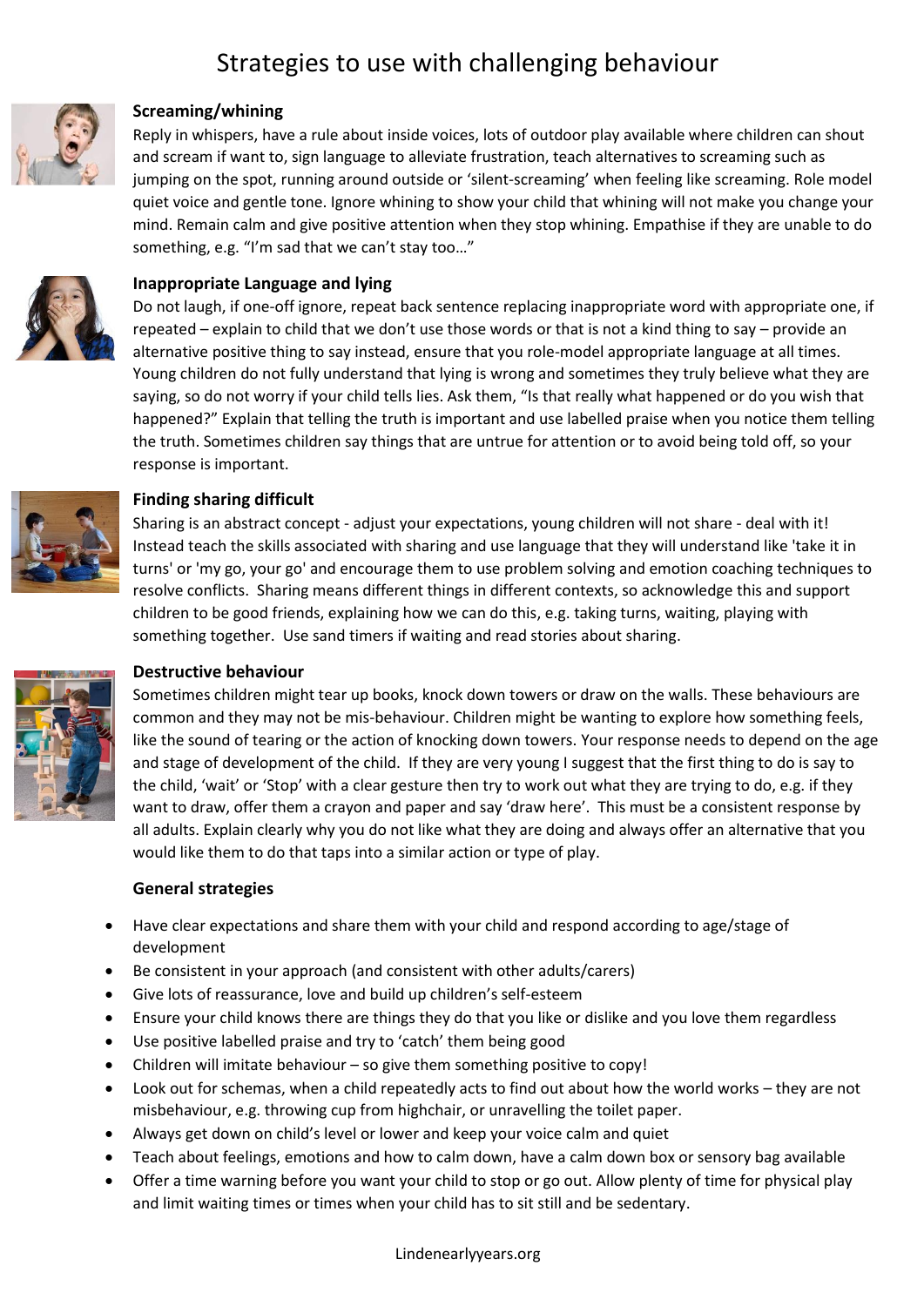# Strategies to use with challenging behaviour

**Screaming/whining**

Reply in whispers, have a rule about inside voices, lots of outdoor play available where children can shout and scream if want to, sign language to alleviate frustration, teach alternatives to screaming such as jumping on the spot, running around outside or 'silent-screaming' when feeling like screaming. Role model quiet voice and gentle tone. Ignore whining to show your child that whining will not make you change your mind. Remain calm and give positive attention when they stop whining. Empathise if they are unable to do something, e.g. "I'm sad that we can't stay too…"

**Inappropriate Language and lying**

Do not laugh, if one-off ignore, repeat back sentence replacing inappropriate word with appropriate one, if repeated – explain to child that we don't use those words or that is not a kind thing to say – provide an alternative positive thing to say instead, ensure that you role-model appropriate language at all times. Young children do not fully understand that lying is wrong and sometimes they truly believe what they are saying, so do not worry if your child tells lies. Ask them, "Is that really what happened or do you wish that happened?" Explain that telling the truth is important and use labelled praise when you notice them telling the truth. Sometimes children say things that are untrue for attention or to avoid being told off, so your response is important.

**Finding sharing difficult**

Sharing is an abstract concept - adjust your expectations, young children will not share - deal with it! Instead teach the skills associated with sharing and use language that they will understand like 'take it in turns' or 'my go, your go' and encourage them to use problem solving and emotion coaching techniques to resolve conflicts. Sharing means different things in different contexts, so acknowledge this and support children to be good friends, explaining how we can do this, e.g. taking turns, waiting, playing with something together. Use sand timers if waiting and read stories about sharing.

**Destructive behaviour**

Sometimes children might tear up books, knock down towers or draw on the walls. These behaviours are common and they may not be mis-behaviour. Children might be wanting to explore how something feels, like the sound of tearing or the action of knocking down towers. Your response needs to depend on the age and stage of development of the child. If they are very young I suggest that the first thing to do is say to the child, 'wait' or 'Stop' with a clear gesture then try to work out what they are trying to do, e.g. if they want to draw, offer them a crayon and paper and say 'draw here'. This must be a consistent response by all adults. Explain clearly why you do not like what they are doing and always offer an alternative that you would like them to do that taps into a similar action or type of play.

**General strategies**

- Have clear expectations and share them with your child and respond according to age/stage of development
- Be consistent in your approach (and consistent with other adults/carers)
- Give lots of reassurance, love and build up children's self-esteem
- Ensure your child knows there are things they do that you like or dislike and you love them regardless
- Use positive labelled praise and try to 'catch' them being good
- Children will imitate behaviour – so give them something positive to copy!
- Look out for schemas, when a child repeatedly acts to find out about how the world works – they are not misbehaviour, e.g. throwing cup from highchair, or unravelling the toilet paper.
- Always get down on child's level or lower and keep your voice calm and quiet
- Teach about feelings, emotions and how to calm down, have a calm down box or sensory bag available
- Offer a time warning before you want your child to stop or go out. Allow plenty of time for physical play and limit waiting times or times when your child has to sit still and be sedentary.

Lindenearlyyears.org